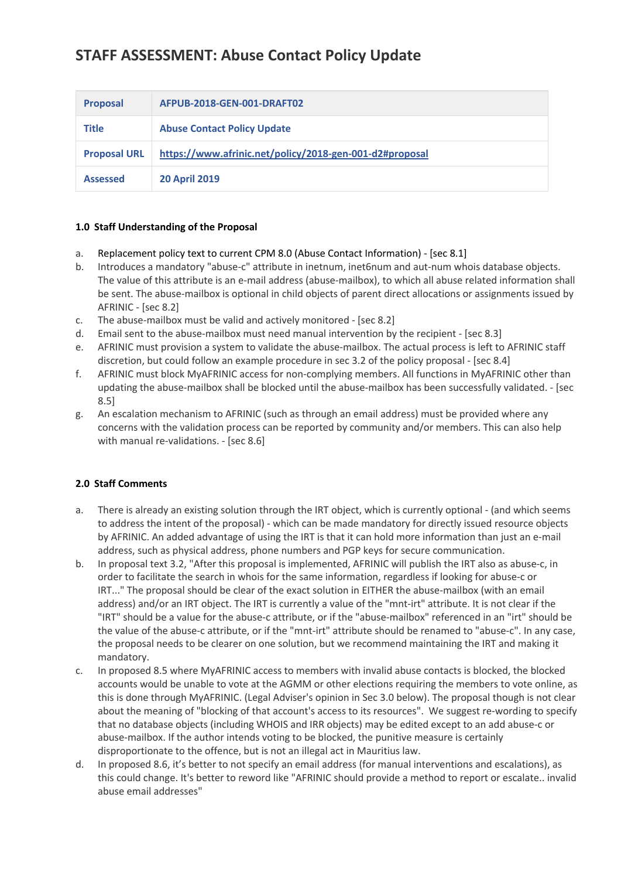# STAFF ASSESSMENT: Abuse Contact Policy Update

| Proposal | AFPUB-2018-GEN-001-DRAFT02 |
|---|---|
| Title | Abuse Contact Policy Update |
| Proposal URL | https://www.afrinic.net/policy/2018-gen-001-d2#proposal |
| Assessed | 20 April 2019 |

**1.0 Staff Understanding of the Proposal**

a. Replacement policy text to current CPM 8.0 (Abuse Contact Information) - [sec 8.1]

b. Introduces a mandatory "abuse-c" attribute in inetnum, inet6num and aut-num whois database objects. The value of this attribute is an e-mail address (abuse-mailbox), to which all abuse related information shall be sent. The abuse-mailbox is optional in child objects of parent direct allocations or assignments issued by AFRINIC - [sec 8.2]

c. The abuse-mailbox must be valid and actively monitored - [sec 8.2]

d. Email sent to the abuse-mailbox must need manual intervention by the recipient - [sec 8.3]

e. AFRINIC must provision a system to validate the abuse-mailbox. The actual process is left to AFRINIC staff discretion, but could follow an example procedure in sec 3.2 of the policy proposal - [sec 8.4]

f. AFRINIC must block MyAFRINIC access for non-complying members. All functions in MyAFRINIC other than updating the abuse-mailbox shall be blocked until the abuse-mailbox has been successfully validated. - [sec 8.5]

g. An escalation mechanism to AFRINIC (such as through an email address) must be provided where any concerns with the validation process can be reported by community and/or members. This can also help with manual re-validations. - [sec 8.6]

**2.0 Staff Comments**

a. There is already an existing solution through the IRT object, which is currently optional - (and which seems to address the intent of the proposal) - which can be made mandatory for directly issued resource objects by AFRINIC. An added advantage of using the IRT is that it can hold more information than just an e-mail address, such as physical address, phone numbers and PGP keys for secure communication.

b. In proposal text 3.2, "After this proposal is implemented, AFRINIC will publish the IRT also as abuse-c, in order to facilitate the search in whois for the same information, regardless if looking for abuse-c or IRT..." The proposal should be clear of the exact solution in EITHER the abuse-mailbox (with an email address) and/or an IRT object. The IRT is currently a value of the "mnt-irt" attribute. It is not clear if the "IRT" should be a value for the abuse-c attribute, or if the "abuse-mailbox" referenced in an "irt" should be the value of the abuse-c attribute, or if the "mnt-irt" attribute should be renamed to "abuse-c". In any case, the proposal needs to be clearer on one solution, but we recommend maintaining the IRT and making it mandatory.

c. In proposed 8.5 where MyAFRINIC access to members with invalid abuse contacts is blocked, the blocked accounts would be unable to vote at the AGMM or other elections requiring the members to vote online, as this is done through MyAFRINIC. (Legal Adviser's opinion in Sec 3.0 below). The proposal though is not clear about the meaning of "blocking of that account's access to its resources". We suggest re-wording to specify that no database objects (including WHOIS and IRR objects) may be edited except to an add abuse-c or abuse-mailbox. If the author intends voting to be blocked, the punitive measure is certainly disproportionate to the offence, but is not an illegal act in Mauritius law.

d. In proposed 8.6, it's better to not specify an email address (for manual interventions and escalations), as this could change. It's better to reword like "AFRINIC should provide a method to report or escalate.. invalid abuse email addresses"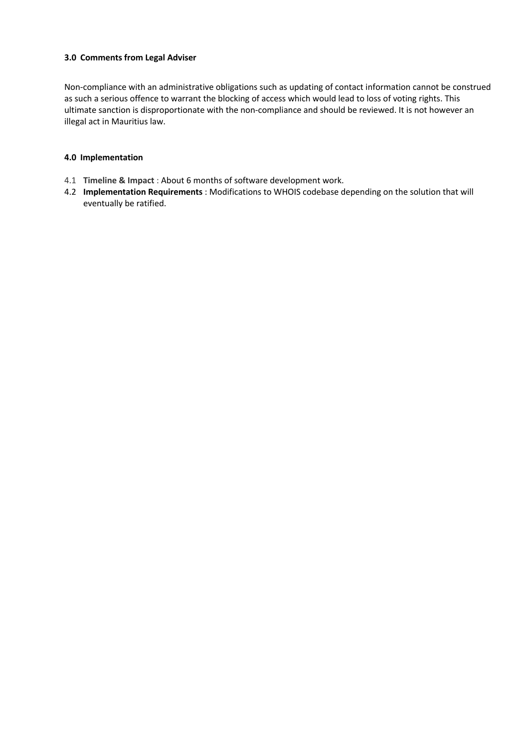### 3.0 Comments from Legal Adviser

Non-compliance with an administrative obligations such as updating of contact information cannot be construed as such a serious offence to warrant the blocking of access which would lead to loss of voting rights. This ultimate sanction is disproportionate with the non-compliance and should be reviewed. It is not however an illegal act in Mauritius law.

### 4.0 Implementation

4.1 **Timeline & Impact** : About 6 months of software development work.

4.2 **Implementation Requirements** : Modifications to WHOIS codebase depending on the solution that will eventually be ratified.